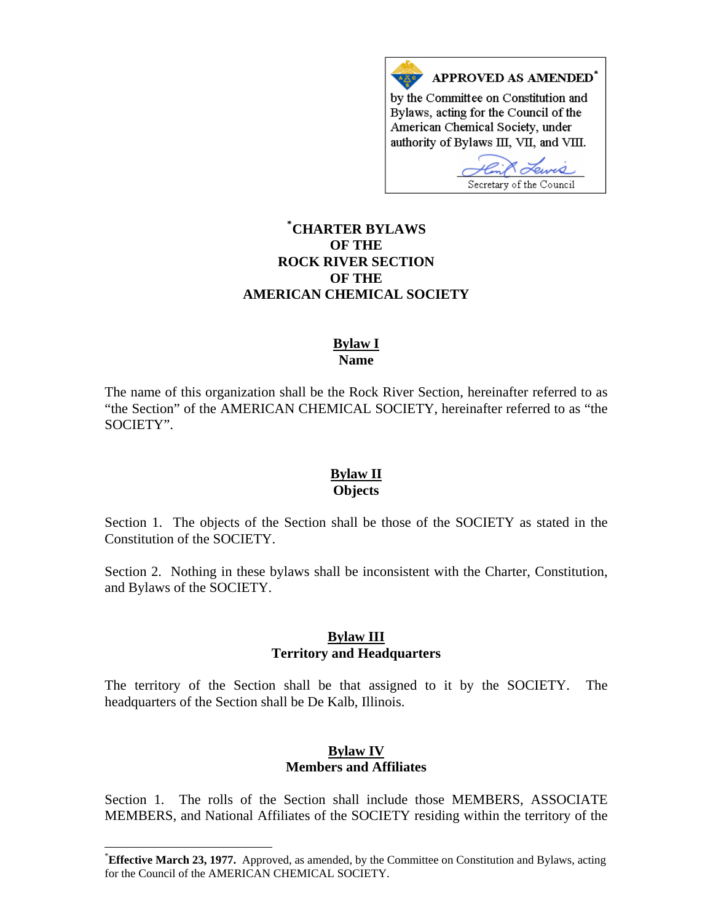APPROVED AS AMENDED[*]

by the Committee on Constitution and Bylaws, acting for the Council of the American Chemical Society, under authority of Bylaws III, VII, and VIII.

Secretary of the Council

# [*]CHARTER BYLAWS OF THE ROCK RIVER SECTION OF THE AMERICAN CHEMICAL SOCIETY

## Bylaw I
**Name**

The name of this organization shall be the Rock River Section, hereinafter referred to as "the Section" of the AMERICAN CHEMICAL SOCIETY, hereinafter referred to as "the SOCIETY".

## Bylaw II
**Objects**

Section 1. The objects of the Section shall be those of the SOCIETY as stated in the Constitution of the SOCIETY.

Section 2. Nothing in these bylaws shall be inconsistent with the Charter, Constitution, and Bylaws of the SOCIETY.

## Bylaw III
**Territory and Headquarters**

The territory of the Section shall be that assigned to it by the SOCIETY. The headquarters of the Section shall be De Kalb, Illinois.

## Bylaw IV
**Members and Affiliates**

Section 1. The rolls of the Section shall include those MEMBERS, ASSOCIATE MEMBERS, and National Affiliates of the SOCIETY residing within the territory of the

---

[*]**Effective March 23, 1977.** Approved, as amended, by the Committee on Constitution and Bylaws, acting for the Council of the AMERICAN CHEMICAL SOCIETY.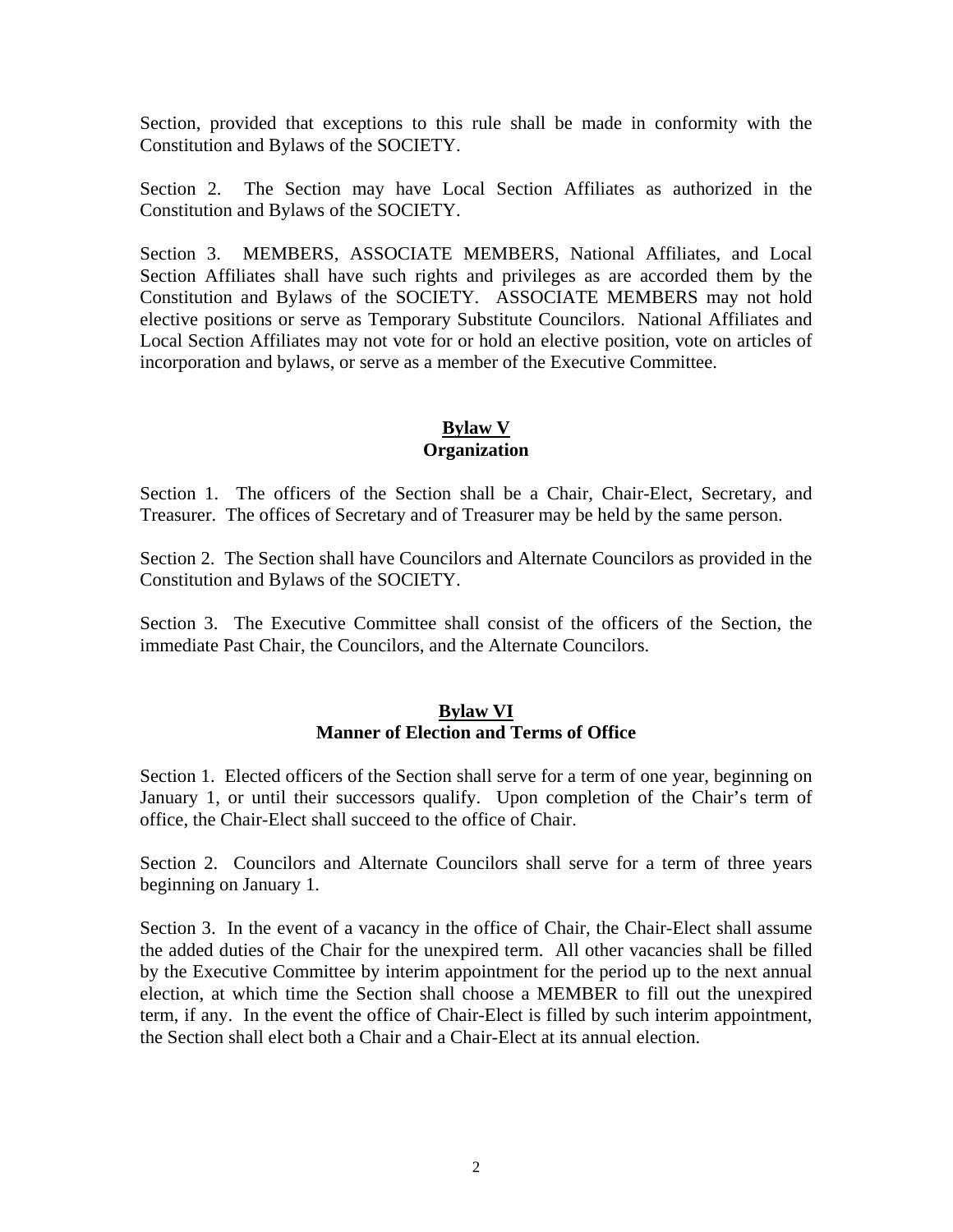Section, provided that exceptions to this rule shall be made in conformity with the Constitution and Bylaws of the SOCIETY.

Section 2. The Section may have Local Section Affiliates as authorized in the Constitution and Bylaws of the SOCIETY.

Section 3. MEMBERS, ASSOCIATE MEMBERS, National Affiliates, and Local Section Affiliates shall have such rights and privileges as are accorded them by the Constitution and Bylaws of the SOCIETY. ASSOCIATE MEMBERS may not hold elective positions or serve as Temporary Substitute Councilors. National Affiliates and Local Section Affiliates may not vote for or hold an elective position, vote on articles of incorporation and bylaws, or serve as a member of the Executive Committee.

## Bylaw V
## Organization

Section 1. The officers of the Section shall be a Chair, Chair-Elect, Secretary, and Treasurer. The offices of Secretary and of Treasurer may be held by the same person.

Section 2. The Section shall have Councilors and Alternate Councilors as provided in the Constitution and Bylaws of the SOCIETY.

Section 3. The Executive Committee shall consist of the officers of the Section, the immediate Past Chair, the Councilors, and the Alternate Councilors.

## Bylaw VI
## Manner of Election and Terms of Office

Section 1. Elected officers of the Section shall serve for a term of one year, beginning on January 1, or until their successors qualify. Upon completion of the Chair's term of office, the Chair-Elect shall succeed to the office of Chair.

Section 2. Councilors and Alternate Councilors shall serve for a term of three years beginning on January 1.

Section 3. In the event of a vacancy in the office of Chair, the Chair-Elect shall assume the added duties of the Chair for the unexpired term. All other vacancies shall be filled by the Executive Committee by interim appointment for the period up to the next annual election, at which time the Section shall choose a MEMBER to fill out the unexpired term, if any. In the event the office of Chair-Elect is filled by such interim appointment, the Section shall elect both a Chair and a Chair-Elect at its annual election.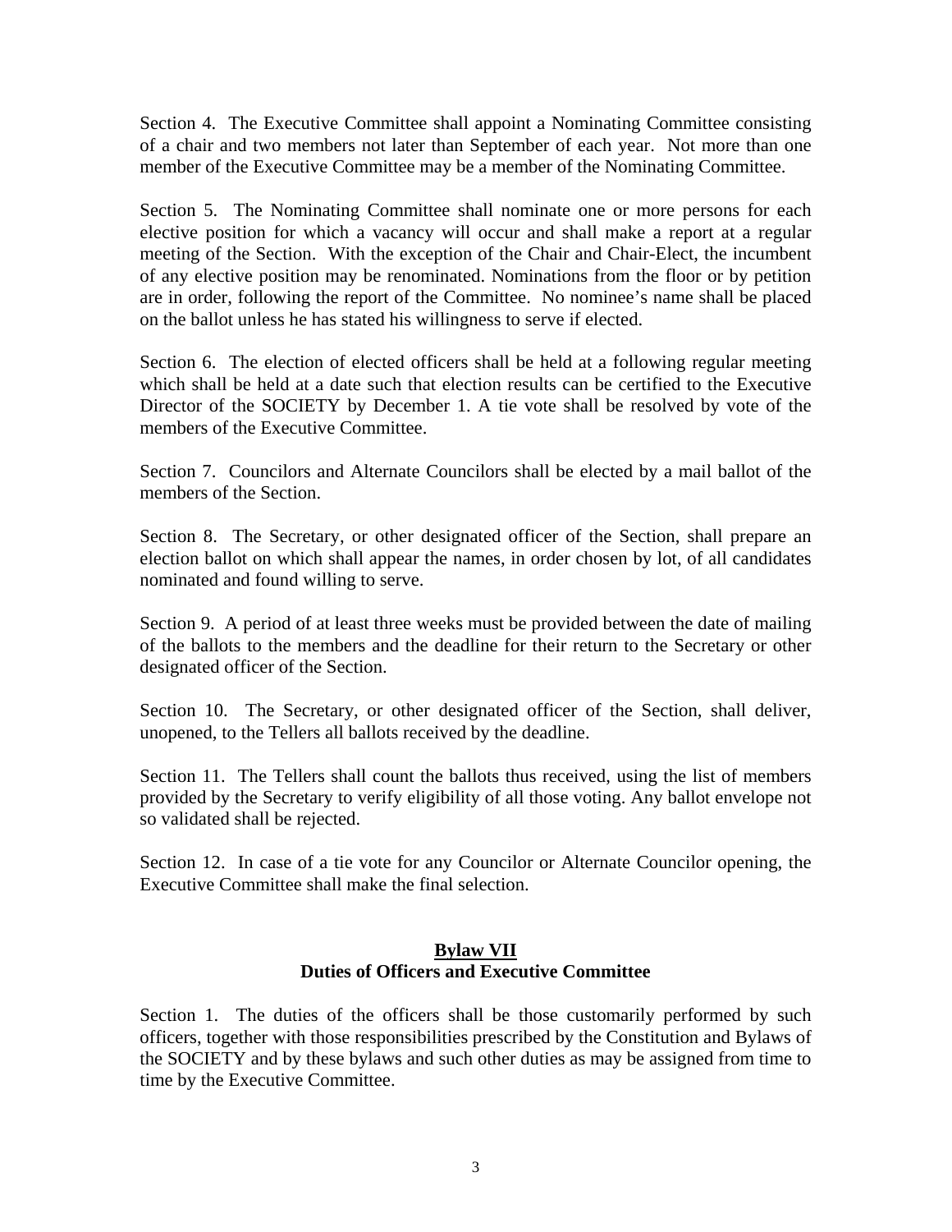Section 4. The Executive Committee shall appoint a Nominating Committee consisting of a chair and two members not later than September of each year. Not more than one member of the Executive Committee may be a member of the Nominating Committee.

Section 5. The Nominating Committee shall nominate one or more persons for each elective position for which a vacancy will occur and shall make a report at a regular meeting of the Section. With the exception of the Chair and Chair-Elect, the incumbent of any elective position may be renominated. Nominations from the floor or by petition are in order, following the report of the Committee. No nominee's name shall be placed on the ballot unless he has stated his willingness to serve if elected.

Section 6. The election of elected officers shall be held at a following regular meeting which shall be held at a date such that election results can be certified to the Executive Director of the SOCIETY by December 1. A tie vote shall be resolved by vote of the members of the Executive Committee.

Section 7. Councilors and Alternate Councilors shall be elected by a mail ballot of the members of the Section.

Section 8. The Secretary, or other designated officer of the Section, shall prepare an election ballot on which shall appear the names, in order chosen by lot, of all candidates nominated and found willing to serve.

Section 9. A period of at least three weeks must be provided between the date of mailing of the ballots to the members and the deadline for their return to the Secretary or other designated officer of the Section.

Section 10. The Secretary, or other designated officer of the Section, shall deliver, unopened, to the Tellers all ballots received by the deadline.

Section 11. The Tellers shall count the ballots thus received, using the list of members provided by the Secretary to verify eligibility of all those voting. Any ballot envelope not so validated shall be rejected.

Section 12. In case of a tie vote for any Councilor or Alternate Councilor opening, the Executive Committee shall make the final selection.

## Bylaw VII
## Duties of Officers and Executive Committee

Section 1. The duties of the officers shall be those customarily performed by such officers, together with those responsibilities prescribed by the Constitution and Bylaws of the SOCIETY and by these bylaws and such other duties as may be assigned from time to time by the Executive Committee.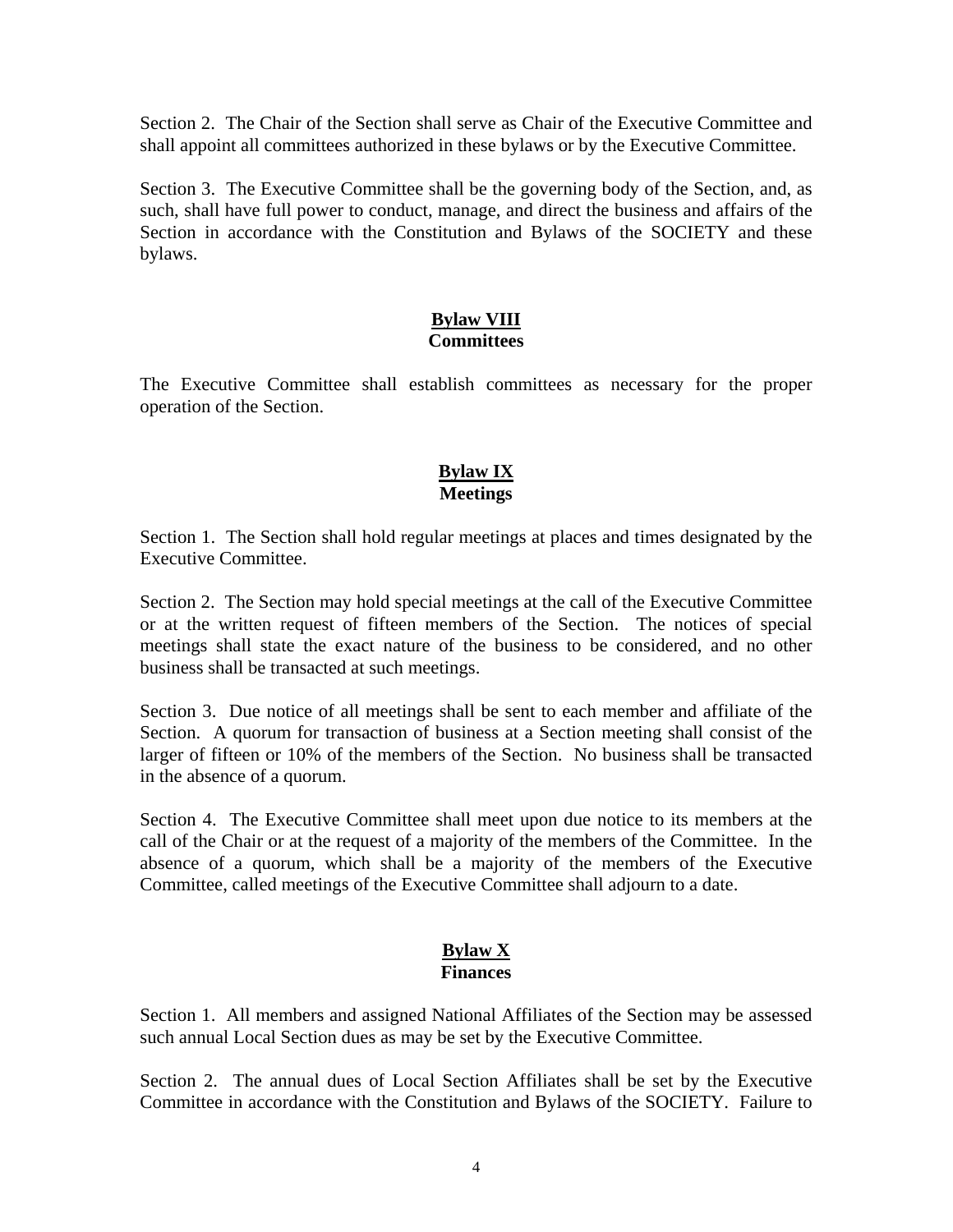Section 2.  The Chair of the Section shall serve as Chair of the Executive Committee and shall appoint all committees authorized in these bylaws or by the Executive Committee.

Section 3.  The Executive Committee shall be the governing body of the Section, and, as such, shall have full power to conduct, manage, and direct the business and affairs of the Section in accordance with the Constitution and Bylaws of the SOCIETY and these bylaws.

## Bylaw VIII
## Committees

The Executive Committee shall establish committees as necessary for the proper operation of the Section.

## Bylaw IX
## Meetings

Section 1.  The Section shall hold regular meetings at places and times designated by the Executive Committee.

Section 2.  The Section may hold special meetings at the call of the Executive Committee or at the written request of fifteen members of the Section.  The notices of special meetings shall state the exact nature of the business to be considered, and no other business shall be transacted at such meetings.

Section 3.  Due notice of all meetings shall be sent to each member and affiliate of the Section.  A quorum for transaction of business at a Section meeting shall consist of the larger of fifteen or 10% of the members of the Section.  No business shall be transacted in the absence of a quorum.

Section 4.  The Executive Committee shall meet upon due notice to its members at the call of the Chair or at the request of a majority of the members of the Committee.  In the absence of a quorum, which shall be a majority of the members of the Executive Committee, called meetings of the Executive Committee shall adjourn to a date.

## Bylaw X
## Finances

Section 1.  All members and assigned National Affiliates of the Section may be assessed such annual Local Section dues as may be set by the Executive Committee.

Section 2.  The annual dues of Local Section Affiliates shall be set by the Executive Committee in accordance with the Constitution and Bylaws of the SOCIETY.  Failure to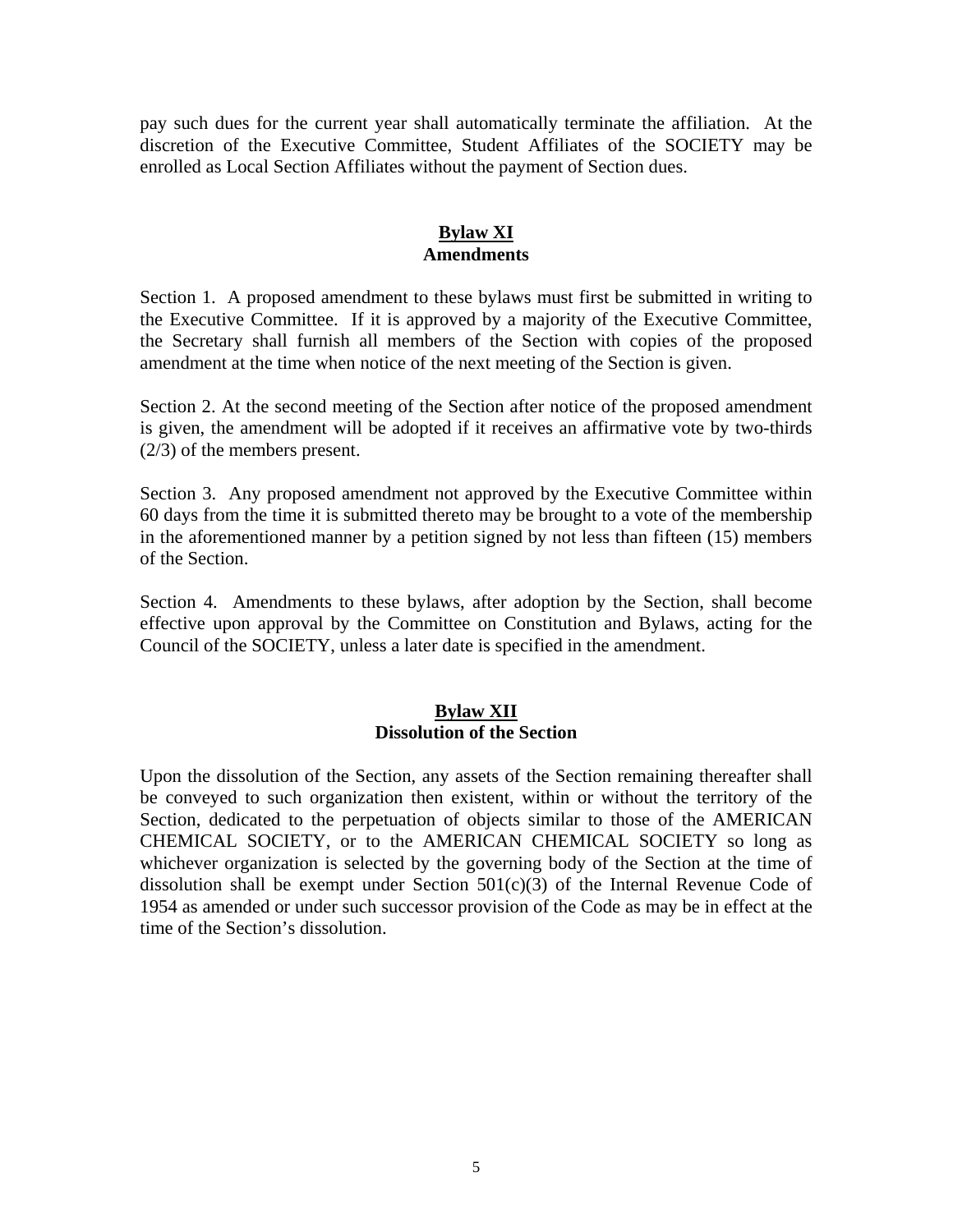pay such dues for the current year shall automatically terminate the affiliation. At the discretion of the Executive Committee, Student Affiliates of the SOCIETY may be enrolled as Local Section Affiliates without the payment of Section dues.

## Bylaw XI
## Amendments

Section 1. A proposed amendment to these bylaws must first be submitted in writing to the Executive Committee. If it is approved by a majority of the Executive Committee, the Secretary shall furnish all members of the Section with copies of the proposed amendment at the time when notice of the next meeting of the Section is given.

Section 2. At the second meeting of the Section after notice of the proposed amendment is given, the amendment will be adopted if it receives an affirmative vote by two-thirds (2/3) of the members present.

Section 3. Any proposed amendment not approved by the Executive Committee within 60 days from the time it is submitted thereto may be brought to a vote of the membership in the aforementioned manner by a petition signed by not less than fifteen (15) members of the Section.

Section 4. Amendments to these bylaws, after adoption by the Section, shall become effective upon approval by the Committee on Constitution and Bylaws, acting for the Council of the SOCIETY, unless a later date is specified in the amendment.

## Bylaw XII
## Dissolution of the Section

Upon the dissolution of the Section, any assets of the Section remaining thereafter shall be conveyed to such organization then existent, within or without the territory of the Section, dedicated to the perpetuation of objects similar to those of the AMERICAN CHEMICAL SOCIETY, or to the AMERICAN CHEMICAL SOCIETY so long as whichever organization is selected by the governing body of the Section at the time of dissolution shall be exempt under Section 501(c)(3) of the Internal Revenue Code of 1954 as amended or under such successor provision of the Code as may be in effect at the time of the Section's dissolution.